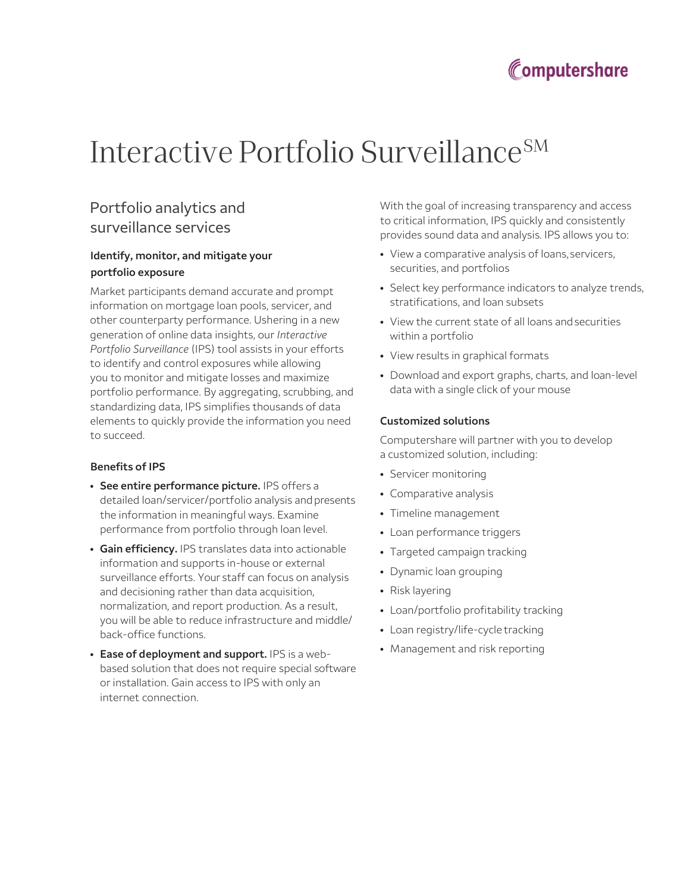# Interactive Portfolio Surveillance℠

## Portfolio analytics and surveillance services

### Identify, monitor, and mitigate your portfolio exposure

Market participants demand accurate and prompt information on mortgage loan pools, servicer, and other counterparty performance. Ushering in a new generation of online data insights, our *Interactive Portfolio Surveillance* (IPS) tool assists in your efforts to identify and control exposures while allowing you to monitor and mitigate losses and maximize portfolio performance. By aggregating, scrubbing, and standardizing data, IPS simplifies thousands of data elements to quickly provide the information you need to succeed.

### Benefits of IPS

- **See entire performance picture.** IPS offers a detailed loan/servicer/portfolio analysis and presents the information in meaningful ways. Examine performance from portfolio through loan level.
- **Gain efficiency.** IPS translates data into actionable information and supports in-house or external surveillance efforts. Your staff can focus on analysis and decisioning rather than data acquisition, normalization, and report production. As a result, you will be able to reduce infrastructure and middle/back-office functions.
- **Ease of deployment and support.** IPS is a web-based solution that does not require special software or installation. Gain access to IPS with only an internet connection.

With the goal of increasing transparency and access to critical information, IPS quickly and consistently provides sound data and analysis. IPS allows you to:

- View a comparative analysis of loans, servicers, securities, and portfolios
- Select key performance indicators to analyze trends, stratifications, and loan subsets
- View the current state of all loans and securities within a portfolio
- View results in graphical formats
- Download and export graphs, charts, and loan-level data with a single click of your mouse

### Customized solutions

Computershare will partner with you to develop a customized solution, including:

- Servicer monitoring
- Comparative analysis
- Timeline management
- Loan performance triggers
- Targeted campaign tracking
- Dynamic loan grouping
- Risk layering
- Loan/portfolio profitability tracking
- Loan registry/life-cycle tracking
- Management and risk reporting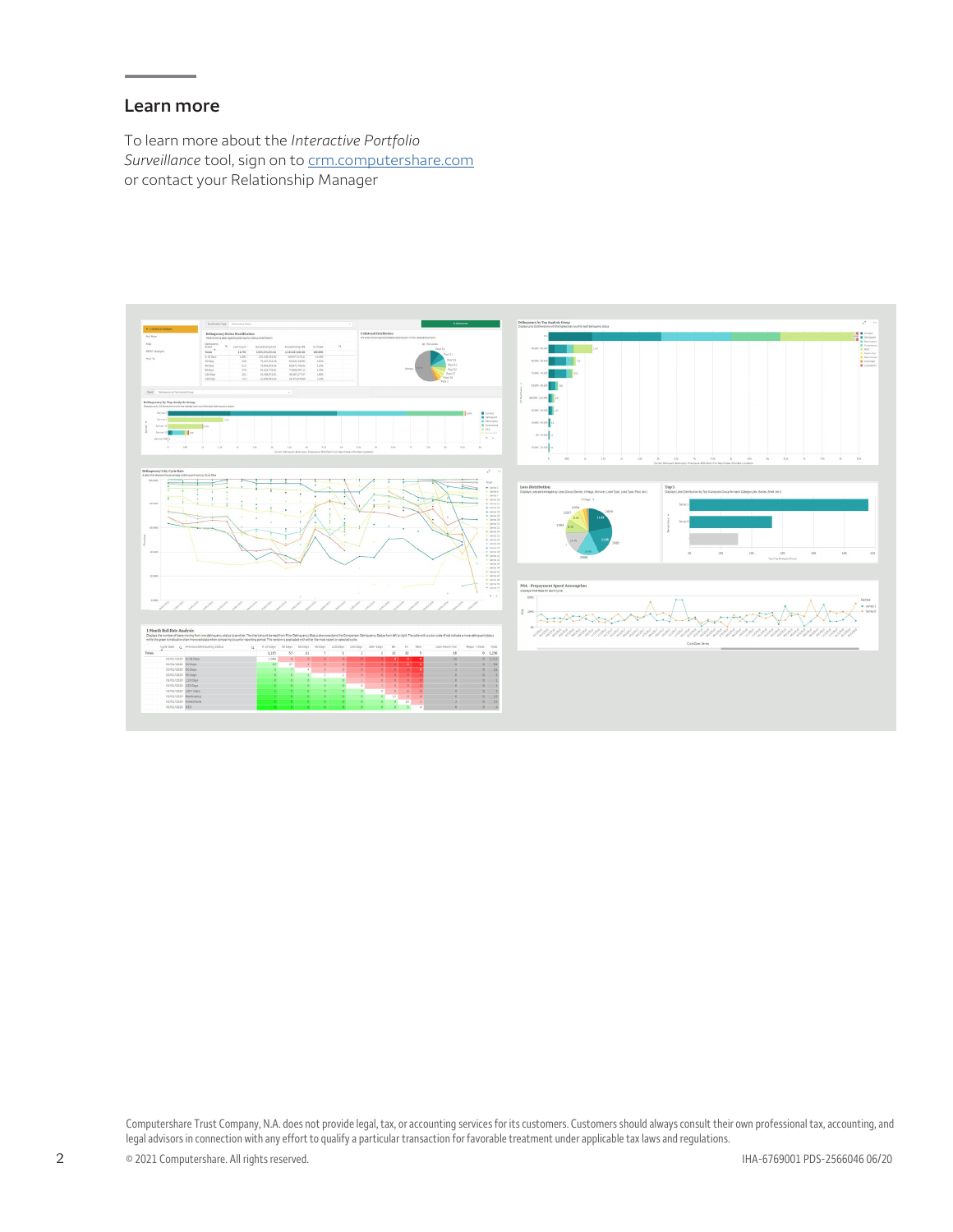## Learn more

To learn more about the *Interactive Portfolio Surveillance* tool, sign on to [crm.computershare.com](crm.computershare.com) or contact your Relationship Manager

Computershare Trust Company, N.A. does not provide legal, tax, or accounting services for its customers. Customers should always consult their own professional tax, accounting, and legal advisors in connection with any effort to qualify a particular transaction for favorable treatment under applicable tax laws and regulations.

© 2021 Computershare. All rights reserved.

IHA-6769001 PDS-2566046 06/20